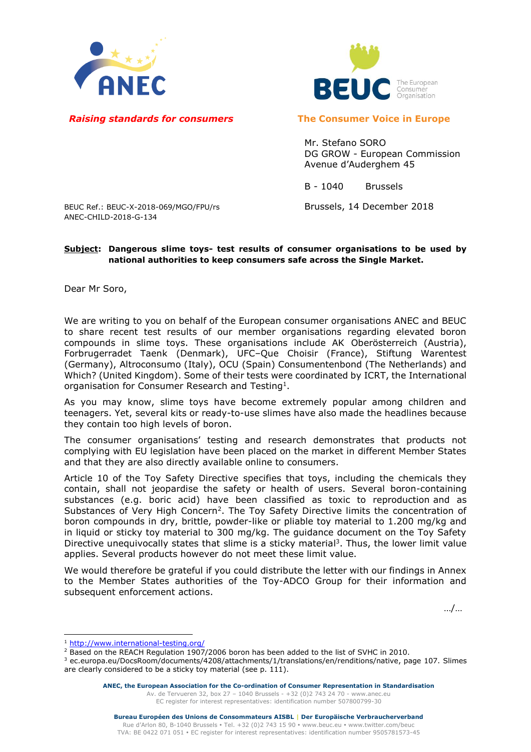ANEC

*Raising standards for consumers*

BEUC The European Consumer Organisation

**The Consumer Voice in Europe**

Mr. Stefano SORO
DG GROW - European Commission
Avenue d'Auderghem 45

B - 1040 Brussels

BEUC Ref.: BEUC-X-2018-069/MGO/FPU/rs
ANEC-CHILD-2018-G-134

Brussels, 14 December 2018

**Subject: Dangerous slime toys- test results of consumer organisations to be used by national authorities to keep consumers safe across the Single Market.**

Dear Mr Soro,

We are writing to you on behalf of the European consumer organisations ANEC and BEUC to share recent test results of our member organisations regarding elevated boron compounds in slime toys. These organisations include AK Oberösterreich (Austria), Forbrugerradet Taenk (Denmark), UFC–Que Choisir (France), Stiftung Warentest (Germany), Altroconsumo (Italy), OCU (Spain) Consumentenbond (The Netherlands) and Which? (United Kingdom). Some of their tests were coordinated by ICRT, the International organisation for Consumer Research and Testing[1].

As you may know, slime toys have become extremely popular among children and teenagers. Yet, several kits or ready-to-use slimes have also made the headlines because they contain too high levels of boron.

The consumer organisations' testing and research demonstrates that products not complying with EU legislation have been placed on the market in different Member States and that they are also directly available online to consumers.

Article 10 of the Toy Safety Directive specifies that toys, including the chemicals they contain, shall not jeopardise the safety or health of users. Several boron-containing substances (e.g. boric acid) have been classified as toxic to reproduction and as Substances of Very High Concern[2]. The Toy Safety Directive limits the concentration of boron compounds in dry, brittle, powder-like or pliable toy material to 1.200 mg/kg and in liquid or sticky toy material to 300 mg/kg. The guidance document on the Toy Safety Directive unequivocally states that slime is a sticky material[3]. Thus, the lower limit value applies. Several products however do not meet these limit value.

We would therefore be grateful if you could distribute the letter with our findings in Annex to the Member States authorities of the Toy-ADCO Group for their information and subsequent enforcement actions.

.../...

[1] http://www.international-testing.org/

[2] Based on the REACH Regulation 1907/2006 boron has been added to the list of SVHC in 2010.

[3] ec.europa.eu/DocsRoom/documents/4208/attachments/1/translations/en/renditions/native, page 107. Slimes are clearly considered to be a sticky toy material (see p. 111).

**ANEC, the European Association for the Co-ordination of Consumer Representation in Standardisation**
Av. de Tervueren 32, box 27 – 1040 Brussels - +32 (0)2 743 24 70 - www.anec.eu
EC register for interest representatives: identification number 507800799-30

**Bureau Européen des Unions de Consommateurs AISBL | Der Europäische Verbraucherverband**
Rue d'Arlon 80, B-1040 Brussels • Tel. +32 (0)2 743 15 90 • www.beuc.eu • www.twitter.com/beuc
TVA: BE 0422 071 051 • EC register for interest representatives: identification number 9505781573-45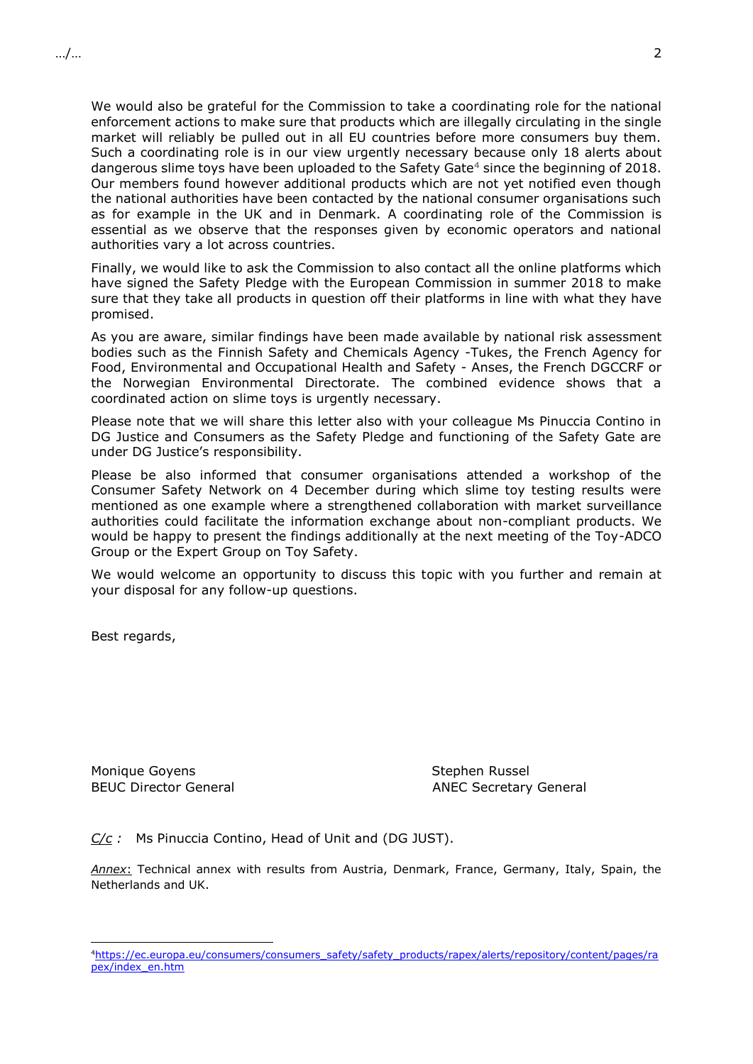…/…

We would also be grateful for the Commission to take a coordinating role for the national enforcement actions to make sure that products which are illegally circulating in the single market will reliably be pulled out in all EU countries before more consumers buy them. Such a coordinating role is in our view urgently necessary because only 18 alerts about dangerous slime toys have been uploaded to the Safety Gate[4] since the beginning of 2018. Our members found however additional products which are not yet notified even though the national authorities have been contacted by the national consumer organisations such as for example in the UK and in Denmark. A coordinating role of the Commission is essential as we observe that the responses given by economic operators and national authorities vary a lot across countries.

Finally, we would like to ask the Commission to also contact all the online platforms which have signed the Safety Pledge with the European Commission in summer 2018 to make sure that they take all products in question off their platforms in line with what they have promised.

As you are aware, similar findings have been made available by national risk assessment bodies such as the Finnish Safety and Chemicals Agency -Tukes, the French Agency for Food, Environmental and Occupational Health and Safety - Anses, the French DGCCRF or the Norwegian Environmental Directorate. The combined evidence shows that a coordinated action on slime toys is urgently necessary.

Please note that we will share this letter also with your colleague Ms Pinuccia Contino in DG Justice and Consumers as the Safety Pledge and functioning of the Safety Gate are under DG Justice's responsibility.

Please be also informed that consumer organisations attended a workshop of the Consumer Safety Network on 4 December during which slime toy testing results were mentioned as one example where a strengthened collaboration with market surveillance authorities could facilitate the information exchange about non-compliant products. We would be happy to present the findings additionally at the next meeting of the Toy-ADCO Group or the Expert Group on Toy Safety.

We would welcome an opportunity to discuss this topic with you further and remain at your disposal for any follow-up questions.

Best regards,

Monique Goyens
BEUC Director General

Stephen Russel
ANEC Secretary General

*C/c :* Ms Pinuccia Contino, Head of Unit and (DG JUST).

*Annex*: Technical annex with results from Austria, Denmark, France, Germany, Italy, Spain, the Netherlands and UK.

[4] https://ec.europa.eu/consumers/consumers_safety/safety_products/rapex/alerts/repository/content/pages/rapex/index_en.htm